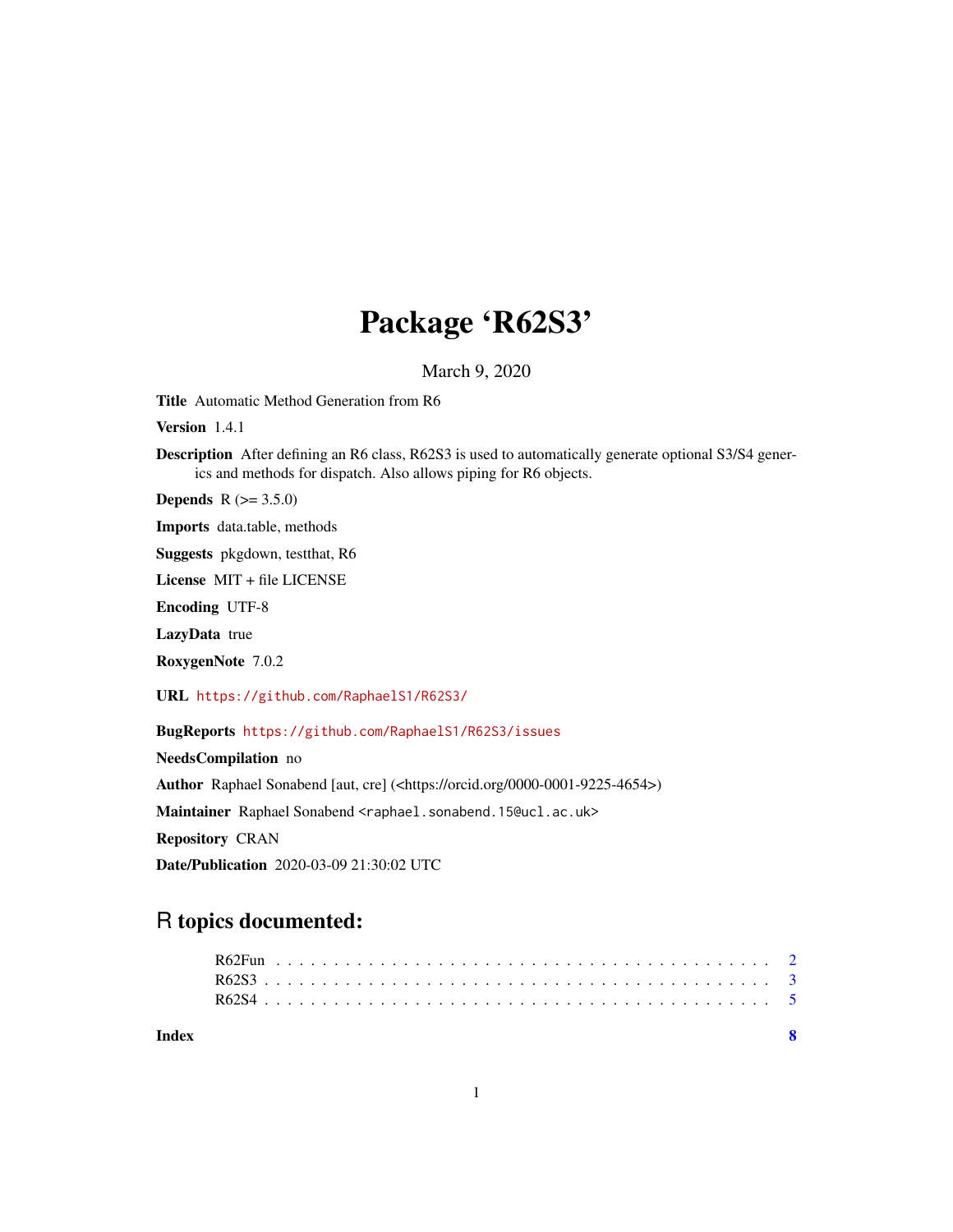# Package 'R62S3'

March 9, 2020

**Title** Automatic Method Generation from R6

**Version** 1.4.1

**Description** After defining an R6 class, R62S3 is used to automatically generate optional S3/S4 generics and methods for dispatch. Also allows piping for R6 objects.

**Depends** R (>= 3.5.0)

**Imports** data.table, methods

**Suggests** pkgdown, testthat, R6

**License** MIT + file LICENSE

**Encoding** UTF-8

**LazyData** true

**RoxygenNote** 7.0.2

**URL** https://github.com/RaphaelS1/R62S3/

**BugReports** https://github.com/RaphaelS1/R62S3/issues

**NeedsCompilation** no

**Author** Raphael Sonabend [aut, cre] (<https://orcid.org/0000-0001-9225-4654>)

**Maintainer** Raphael Sonabend <raphael.sonabend.15@ucl.ac.uk>

**Repository** CRAN

**Date/Publication** 2020-03-09 21:30:02 UTC

## R topics documented:

R62Fun . . . . . . . . . . . . . . . . . . . . . . . . . . . . . . . . . . . . . . . . . 2
R62S3 . . . . . . . . . . . . . . . . . . . . . . . . . . . . . . . . . . . . . . . . . 3
R62S4 . . . . . . . . . . . . . . . . . . . . . . . . . . . . . . . . . . . . . . . . . 5

**Index** 8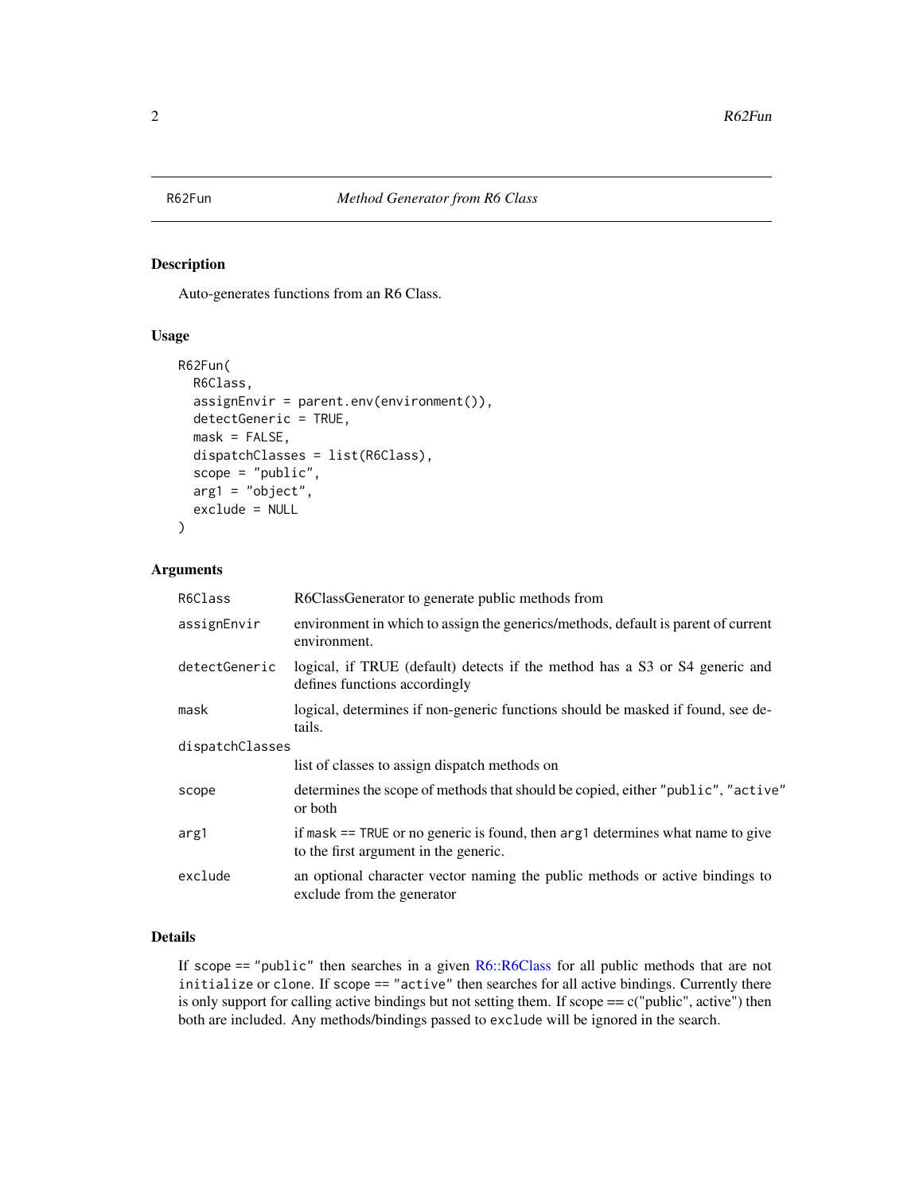# R62Fun — *Method Generator from R6 Class*

## Description

Auto-generates functions from an R6 Class.

## Usage

```
R62Fun(
  R6Class,
  assignEnvir = parent.env(environment()),
  detectGeneric = TRUE,
  mask = FALSE,
  dispatchClasses = list(R6Class),
  scope = "public",
  arg1 = "object",
  exclude = NULL
)
```

## Arguments

| Argument | Description |
|---|---|
| `R6Class` | R6ClassGenerator to generate public methods from |
| `assignEnvir` | environment in which to assign the generics/methods, default is parent of current environment. |
| `detectGeneric` | logical, if TRUE (default) detects if the method has a S3 or S4 generic and defines functions accordingly |
| `mask` | logical, determines if non-generic functions should be masked if found, see details. |
| `dispatchClasses` | list of classes to assign dispatch methods on |
| `scope` | determines the scope of methods that should be copied, either `"public"`, `"active"` or both |
| `arg1` | if `mask == TRUE` or no generic is found, then `arg1` determines what name to give to the first argument in the generic. |
| `exclude` | an optional character vector naming the public methods or active bindings to exclude from the generator |

## Details

If `scope == "public"` then searches in a given R6::R6Class for all public methods that are not `initialize` or `clone`. If `scope == "active"` then searches for all active bindings. Currently there is only support for calling active bindings but not setting them. If scope == c("public", active") then both are included. Any methods/bindings passed to `exclude` will be ignored in the search.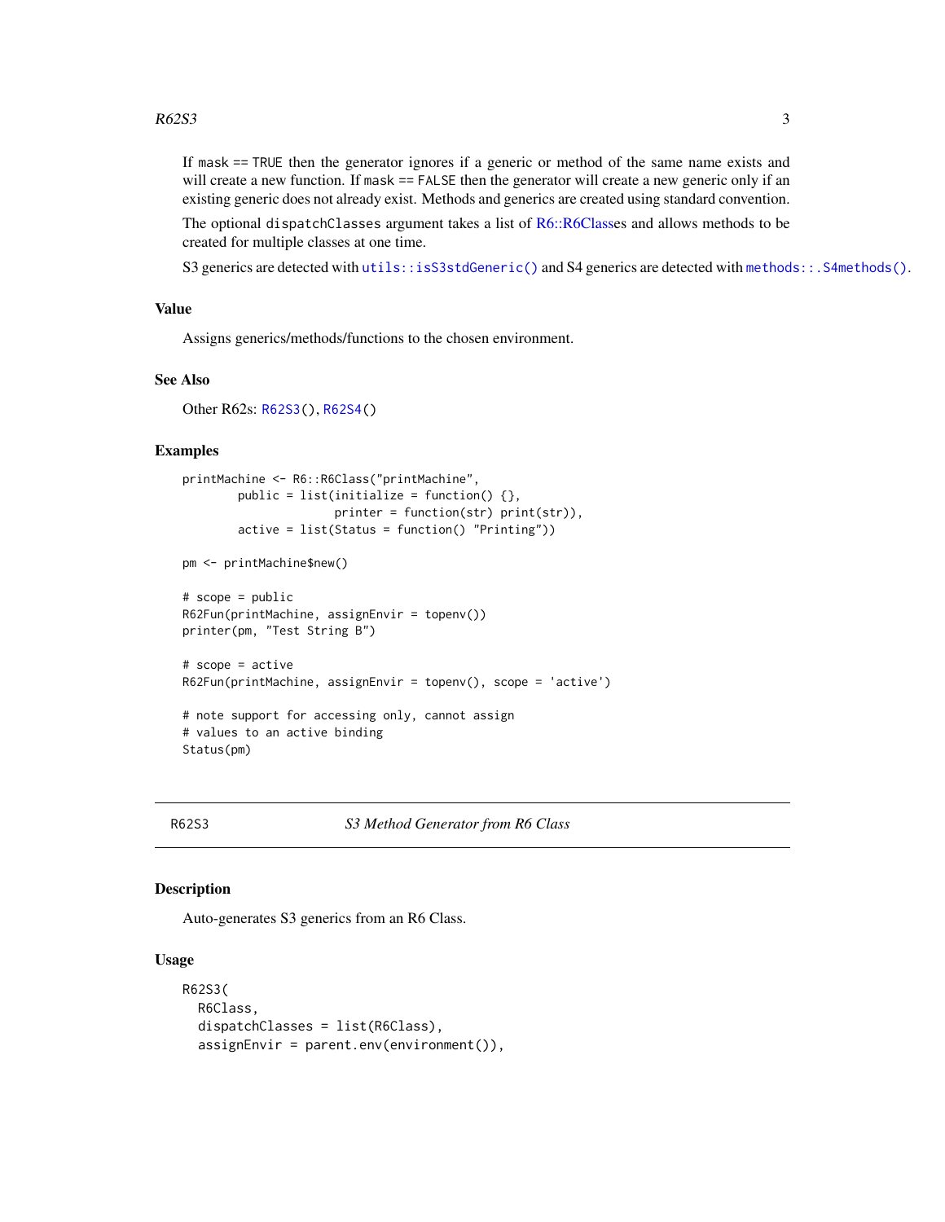If mask == TRUE then the generator ignores if a generic or method of the same name exists and will create a new function. If mask == FALSE then the generator will create a new generic only if an existing generic does not already exist. Methods and generics are created using standard convention.

The optional dispatchClasses argument takes a list of R6::R6Classes and allows methods to be created for multiple classes at one time.

S3 generics are detected with utils::isS3stdGeneric() and S4 generics are detected with methods::.S4methods().

### Value

Assigns generics/methods/functions to the chosen environment.

### See Also

Other R62s: R62S3(), R62S4()

### Examples

```
printMachine <- R6::R6Class("printMachine",
        public = list(initialize = function() {},
                      printer = function(str) print(str)),
        active = list(Status = function() "Printing"))

pm <- printMachine$new()

# scope = public
R62Fun(printMachine, assignEnvir = topenv())
printer(pm, "Test String B")

# scope = active
R62Fun(printMachine, assignEnvir = topenv(), scope = 'active')

# note support for accessing only, cannot assign
# values to an active binding
Status(pm)
```

---

## R62S3 — *S3 Method Generator from R6 Class*

### Description

Auto-generates S3 generics from an R6 Class.

### Usage

```
R62S3(
  R6Class,
  dispatchClasses = list(R6Class),
  assignEnvir = parent.env(environment()),
```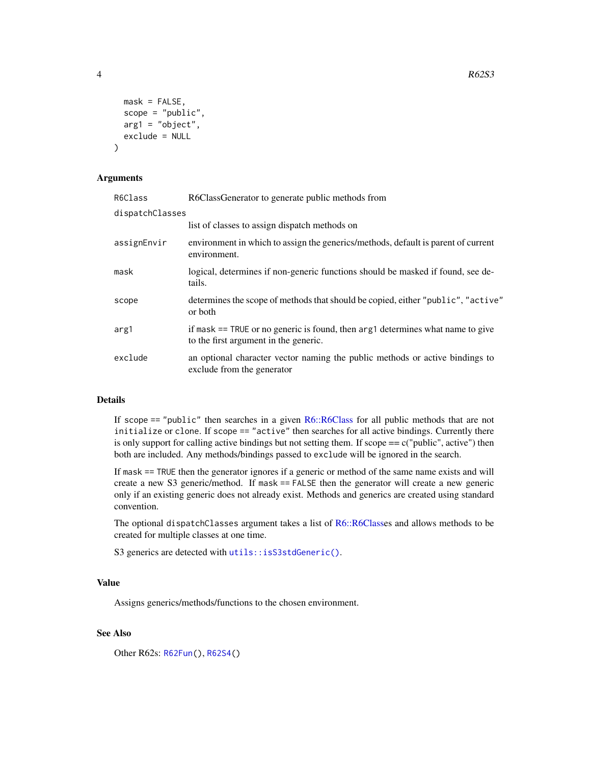```
  mask = FALSE,
  scope = "public",
  arg1 = "object",
  exclude = NULL
)
```

## Arguments

| | |
|---|---|
| `R6Class` | R6ClassGenerator to generate public methods from |
| `dispatchClasses` | list of classes to assign dispatch methods on |
| `assignEnvir` | environment in which to assign the generics/methods, default is parent of current environment. |
| `mask` | logical, determines if non-generic functions should be masked if found, see details. |
| `scope` | determines the scope of methods that should be copied, either `"public"`, `"active"` or both |
| `arg1` | if `mask == TRUE` or no generic is found, then `arg1` determines what name to give to the first argument in the generic. |
| `exclude` | an optional character vector naming the public methods or active bindings to exclude from the generator |

## Details

If `scope == "public"` then searches in a given R6::R6Class for all public methods that are not `initialize` or `clone`. If `scope == "active"` then searches for all active bindings. Currently there is only support for calling active bindings but not setting them. If scope == c("public", active") then both are included. Any methods/bindings passed to `exclude` will be ignored in the search.

If `mask == TRUE` then the generator ignores if a generic or method of the same name exists and will create a new S3 generic/method. If `mask == FALSE` then the generator will create a new generic only if an existing generic does not already exist. Methods and generics are created using standard convention.

The optional `dispatchClasses` argument takes a list of R6::R6Classes and allows methods to be created for multiple classes at one time.

S3 generics are detected with `utils::isS3stdGeneric()`.

## Value

Assigns generics/methods/functions to the chosen environment.

## See Also

Other R62s: `R62Fun()`, `R62S4()`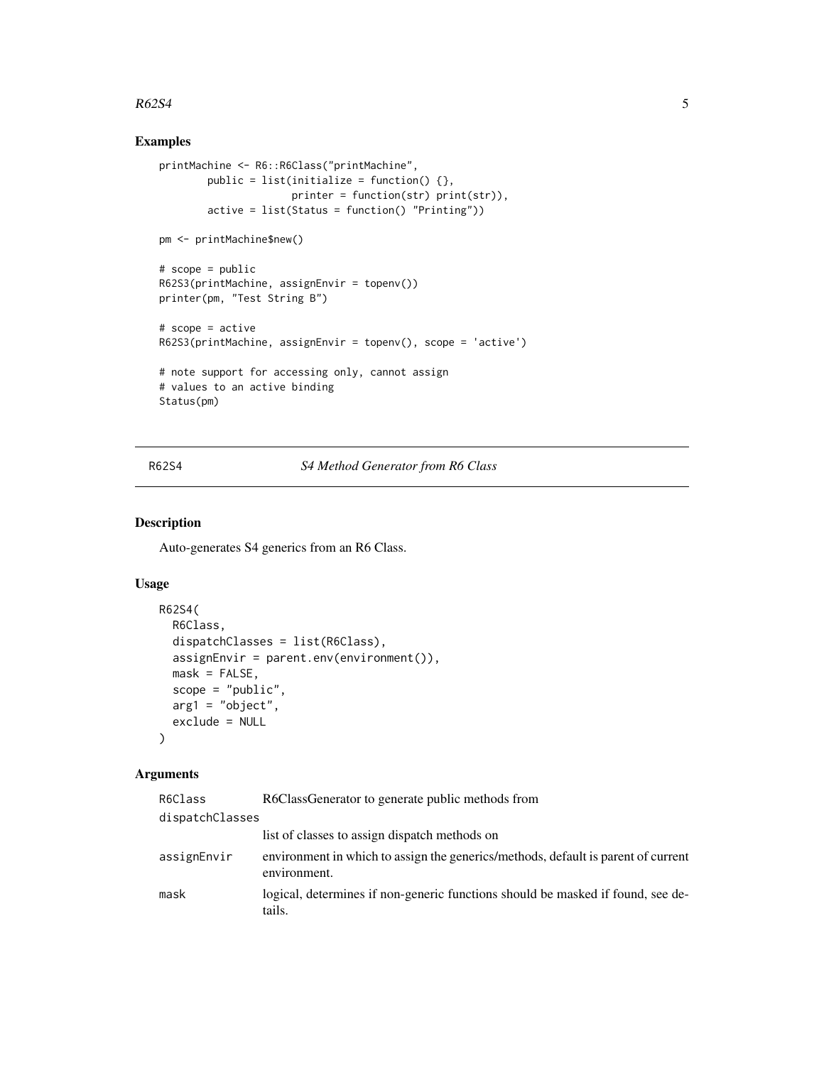## Examples

```
printMachine <- R6::R6Class("printMachine",
        public = list(initialize = function() {},
                      printer = function(str) print(str)),
        active = list(Status = function() "Printing"))

pm <- printMachine$new()

# scope = public
R62S3(printMachine, assignEnvir = topenv())
printer(pm, "Test String B")

# scope = active
R62S3(printMachine, assignEnvir = topenv(), scope = 'active')

# note support for accessing only, cannot assign
# values to an active binding
Status(pm)
```

---

# R62S4 *S4 Method Generator from R6 Class*

## Description

Auto-generates S4 generics from an R6 Class.

## Usage

```
R62S4(
  R6Class,
  dispatchClasses = list(R6Class),
  assignEnvir = parent.env(environment()),
  mask = FALSE,
  scope = "public",
  arg1 = "object",
  exclude = NULL
)
```

## Arguments

| | |
|---|---|
| `R6Class` | R6ClassGenerator to generate public methods from |
| `dispatchClasses` | list of classes to assign dispatch methods on |
| `assignEnvir` | environment in which to assign the generics/methods, default is parent of current environment. |
| `mask` | logical, determines if non-generic functions should be masked if found, see details. |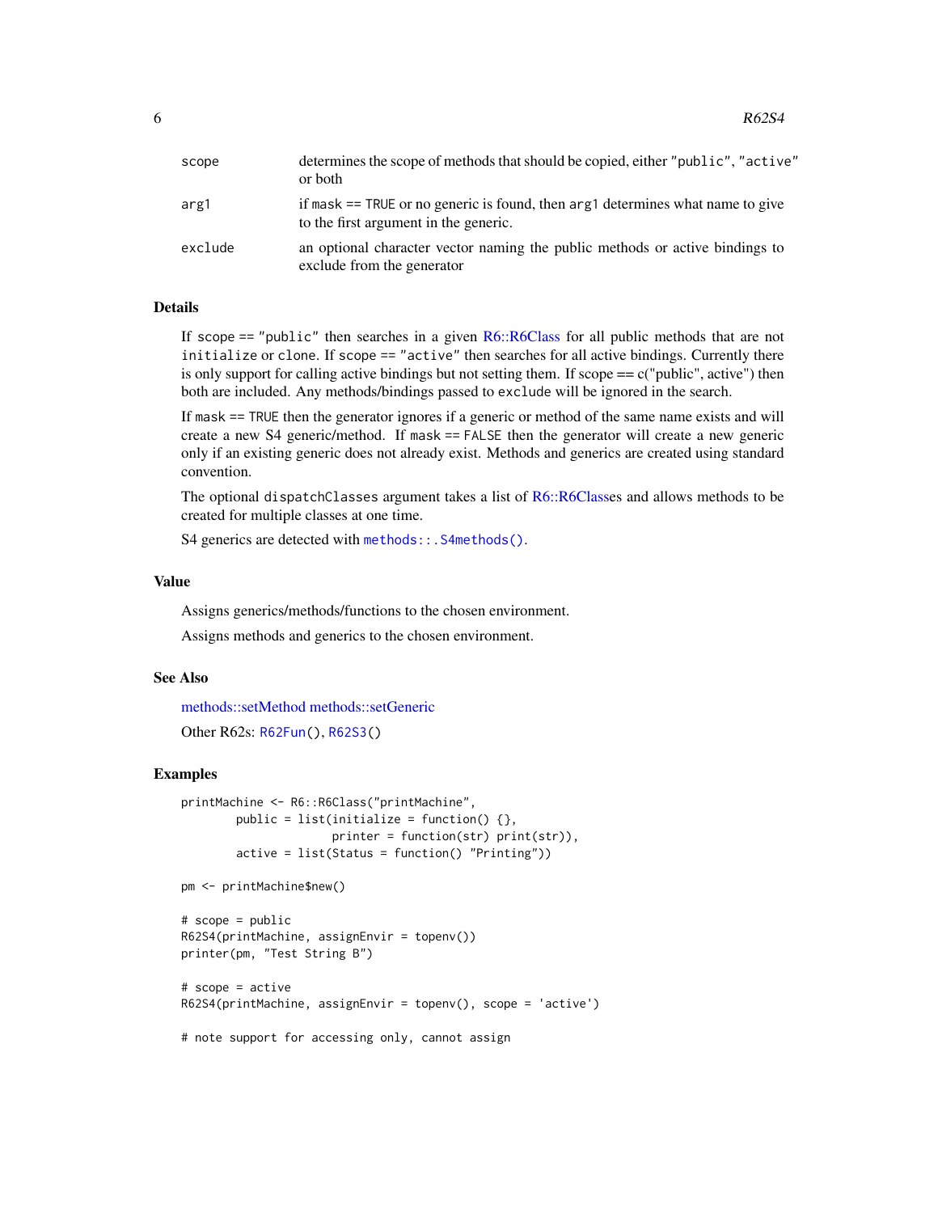| | |
|---|---|
| scope | determines the scope of methods that should be copied, either "public", "active" or both |
| arg1 | if mask == TRUE or no generic is found, then arg1 determines what name to give to the first argument in the generic. |
| exclude | an optional character vector naming the public methods or active bindings to exclude from the generator |

### Details

If scope == "public" then searches in a given R6::R6Class for all public methods that are not initialize or clone. If scope == "active" then searches for all active bindings. Currently there is only support for calling active bindings but not setting them. If scope == c("public", active") then both are included. Any methods/bindings passed to exclude will be ignored in the search.

If mask == TRUE then the generator ignores if a generic or method of the same name exists and will create a new S4 generic/method. If mask == FALSE then the generator will create a new generic only if an existing generic does not already exist. Methods and generics are created using standard convention.

The optional dispatchClasses argument takes a list of R6::R6Classes and allows methods to be created for multiple classes at one time.

S4 generics are detected with methods::.S4methods().

### Value

Assigns generics/methods/functions to the chosen environment.

Assigns methods and generics to the chosen environment.

### See Also

methods::setMethod methods::setGeneric

Other R62s: R62Fun(), R62S3()

### Examples

```
printMachine <- R6::R6Class("printMachine",
        public = list(initialize = function() {},
                      printer = function(str) print(str)),
        active = list(Status = function() "Printing"))

pm <- printMachine$new()

# scope = public
R62S4(printMachine, assignEnvir = topenv())
printer(pm, "Test String B")

# scope = active
R62S4(printMachine, assignEnvir = topenv(), scope = 'active')

# note support for accessing only, cannot assign
```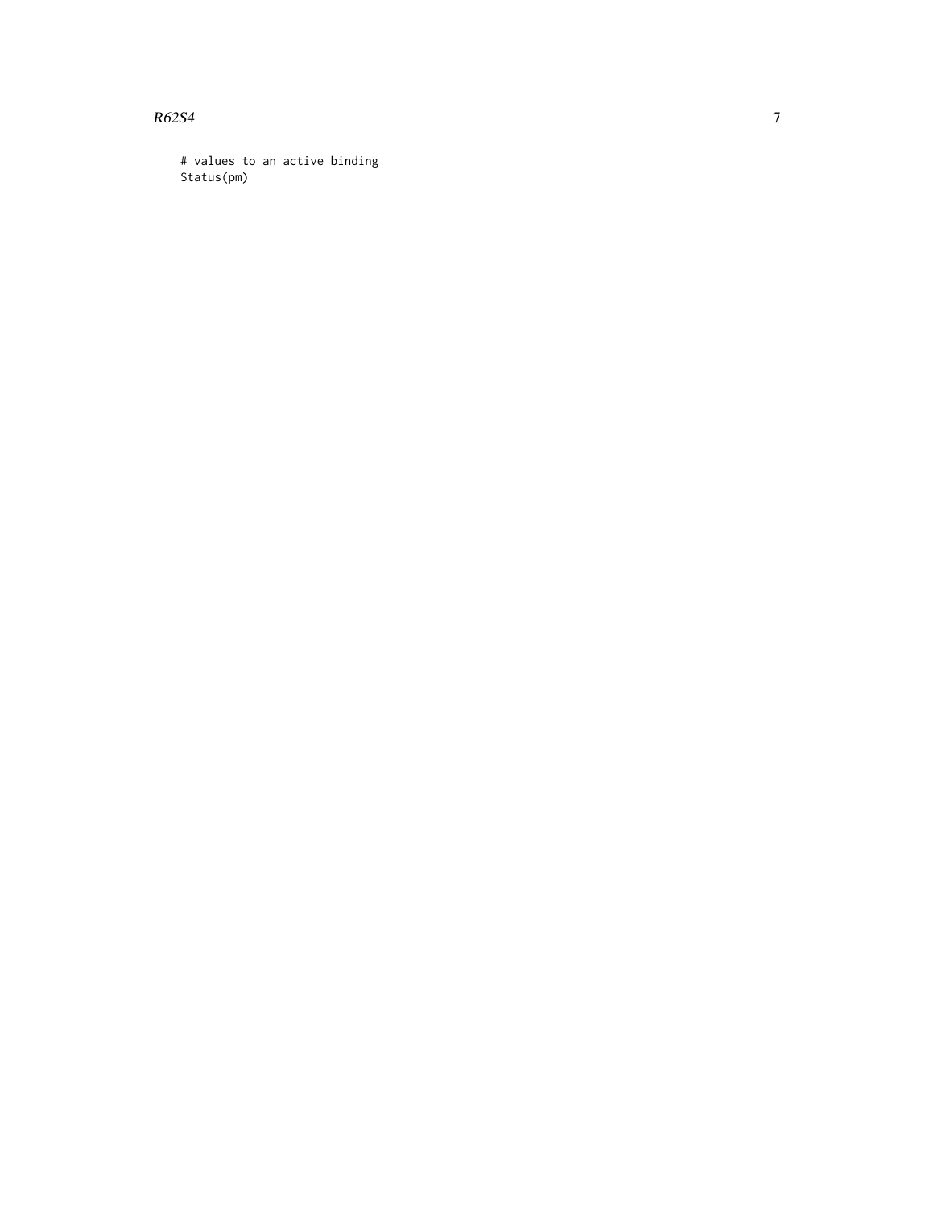```
# values to an active binding
Status(pm)
```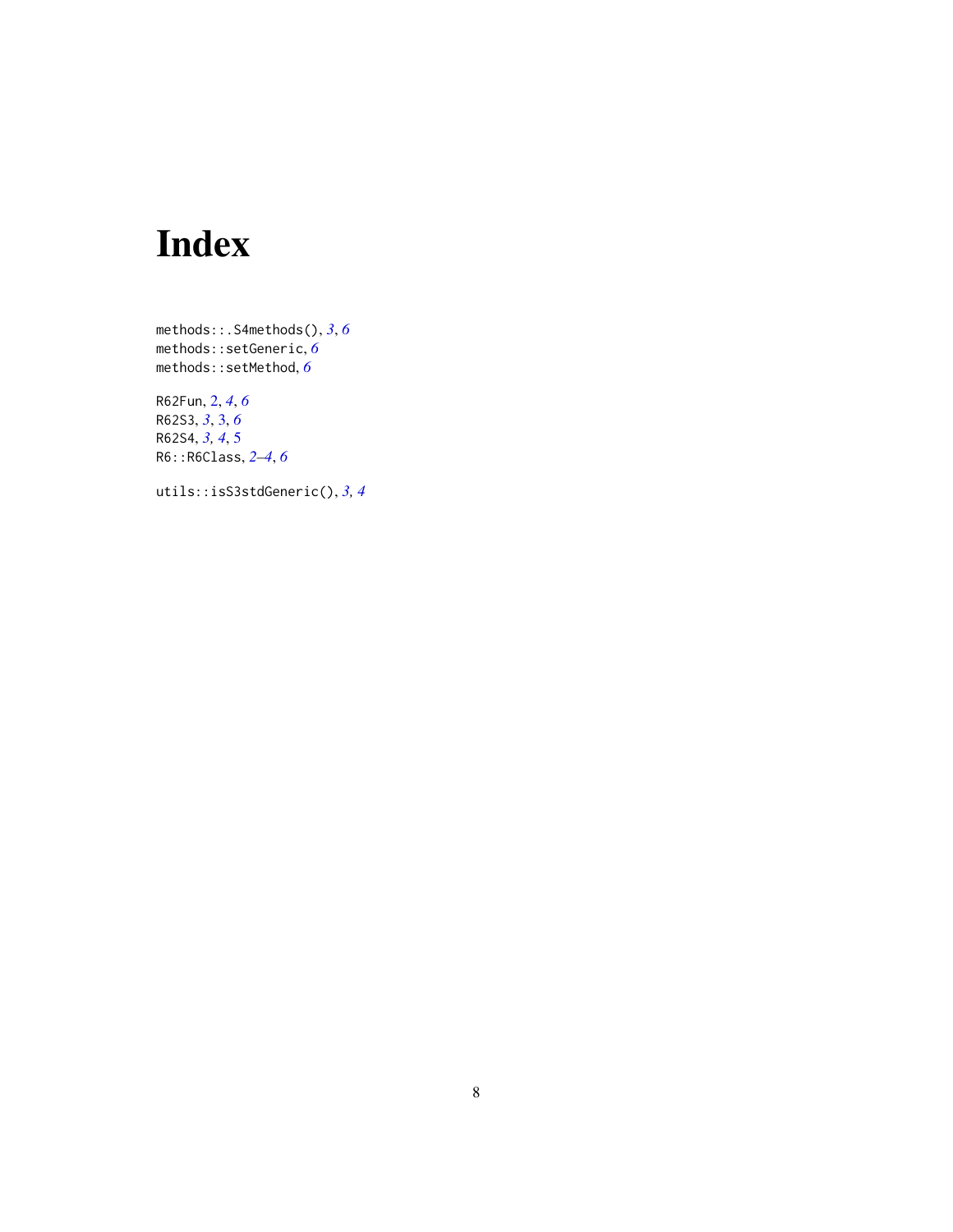# Index

methods::.S4methods(), *3*, *6*
methods::setGeneric, *6*
methods::setMethod, *6*

R62Fun, 2, *4*, *6*
R62S3, *3*, 3, *6*
R62S4, *3*, *4*, 5
R6::R6Class, *2–4*, *6*

utils::isS3stdGeneric(), *3*, *4*